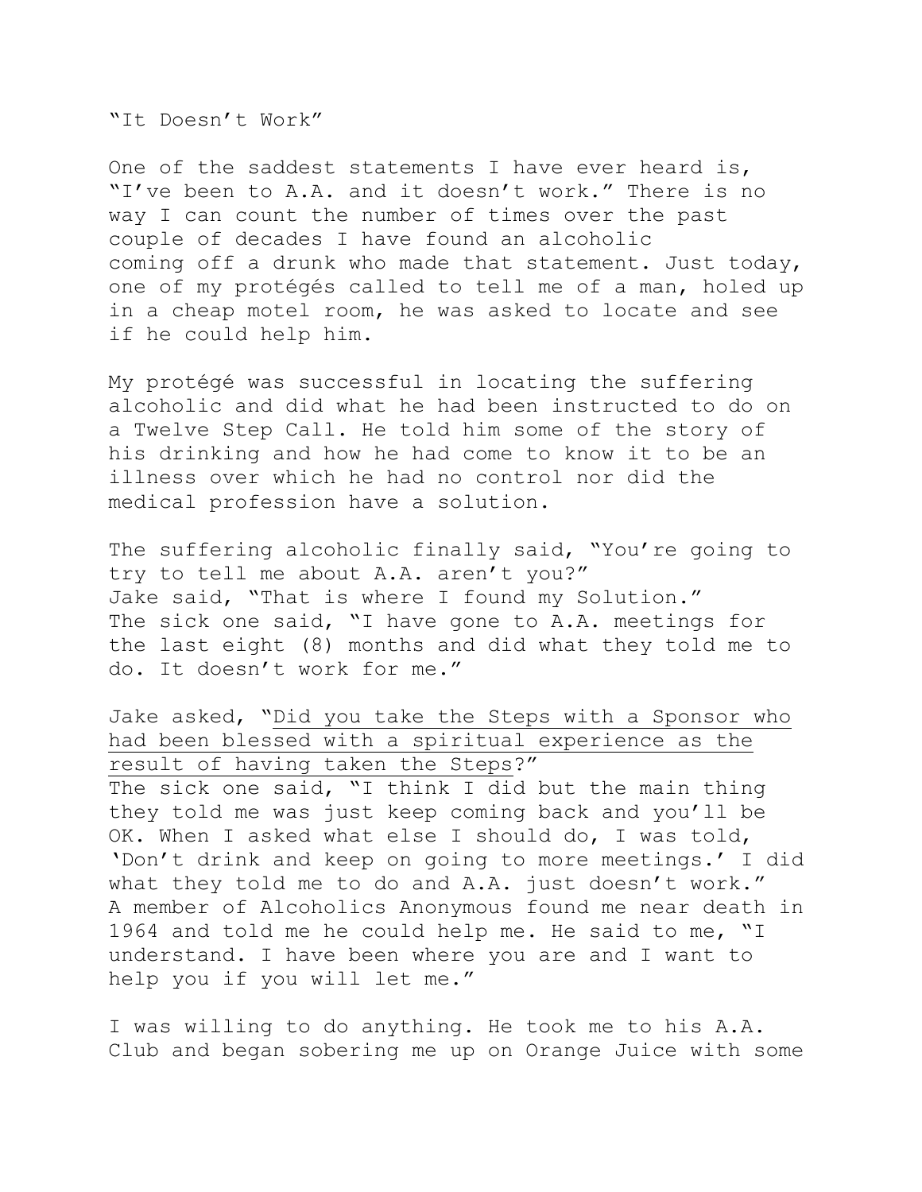# "It Doesn't Work"

One of the saddest statements I have ever heard is, "I've been to A.A. and it doesn't work." There is no way I can count the number of times over the past couple of decades I have found an alcoholic coming off a drunk who made that statement. Just today, one of my protégés called to tell me of a man, holed up in a cheap motel room, he was asked to locate and see if he could help him.

My protégé was successful in locating the suffering alcoholic and did what he had been instructed to do on a Twelve Step Call. He told him some of the story of his drinking and how he had come to know it to be an illness over which he had no control nor did the medical profession have a solution.

The suffering alcoholic finally said, "You're going to try to tell me about A.A. aren't you?"
Jake said, "That is where I found my Solution."
The sick one said, "I have gone to A.A. meetings for the last eight (8) months and did what they told me to do. It doesn't work for me."

Jake asked, "<u>Did you take the Steps with a Sponsor who had been blessed with a spiritual experience as the result of having taken the Steps</u>?"
The sick one said, "I think I did but the main thing they told me was just keep coming back and you'll be OK. When I asked what else I should do, I was told, 'Don't drink and keep on going to more meetings.' I did what they told me to do and A.A. just doesn't work."
A member of Alcoholics Anonymous found me near death in 1964 and told me he could help me. He said to me, "I understand. I have been where you are and I want to help you if you will let me."

I was willing to do anything. He took me to his A.A. Club and began sobering me up on Orange Juice with some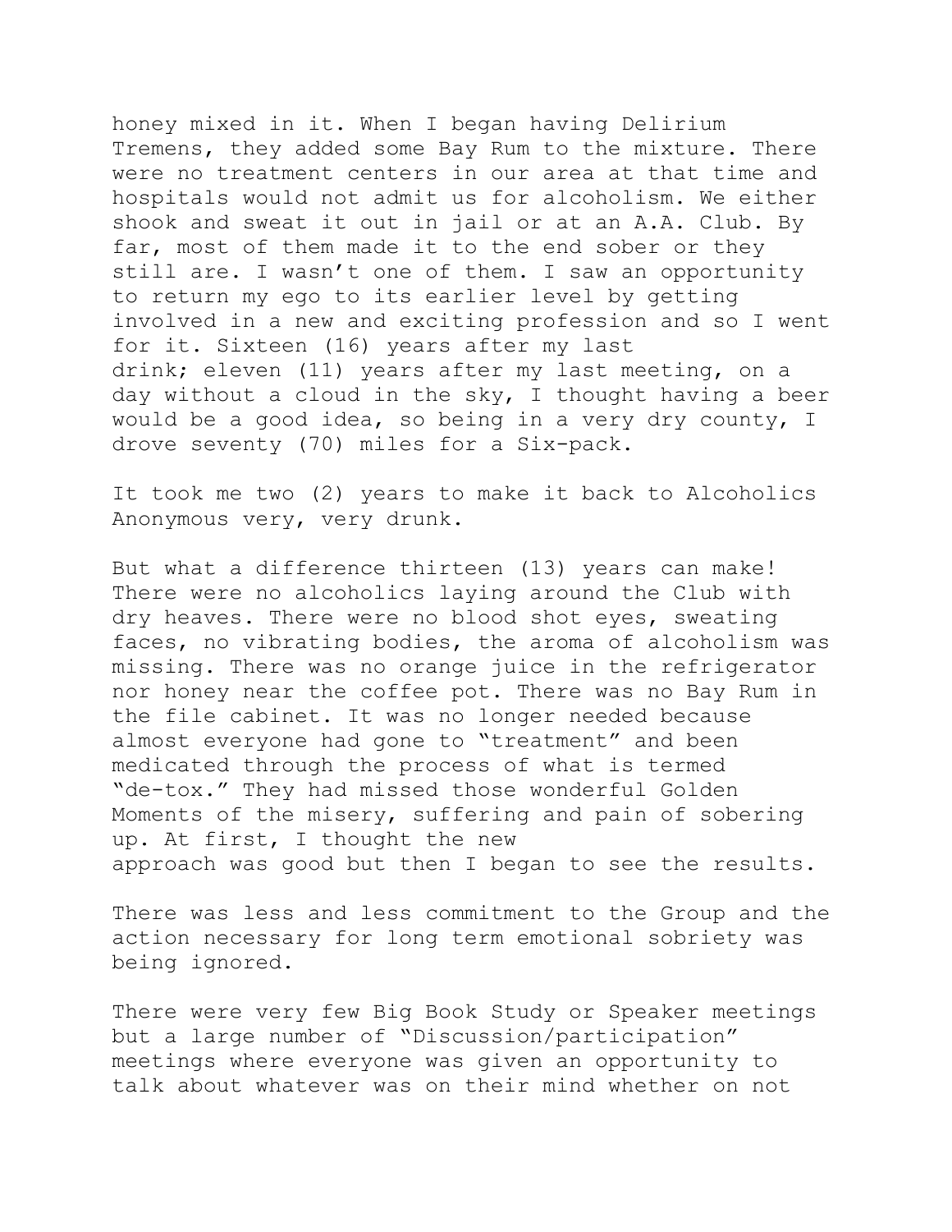honey mixed in it. When I began having Delirium Tremens, they added some Bay Rum to the mixture. There were no treatment centers in our area at that time and hospitals would not admit us for alcoholism. We either shook and sweat it out in jail or at an A.A. Club. By far, most of them made it to the end sober or they still are. I wasn't one of them. I saw an opportunity to return my ego to its earlier level by getting involved in a new and exciting profession and so I went for it. Sixteen (16) years after my last drink; eleven (11) years after my last meeting, on a day without a cloud in the sky, I thought having a beer would be a good idea, so being in a very dry county, I drove seventy (70) miles for a Six-pack.

It took me two (2) years to make it back to Alcoholics Anonymous very, very drunk.

But what a difference thirteen (13) years can make! There were no alcoholics laying around the Club with dry heaves. There were no blood shot eyes, sweating faces, no vibrating bodies, the aroma of alcoholism was missing. There was no orange juice in the refrigerator nor honey near the coffee pot. There was no Bay Rum in the file cabinet. It was no longer needed because almost everyone had gone to "treatment" and been medicated through the process of what is termed "de-tox." They had missed those wonderful Golden Moments of the misery, suffering and pain of sobering up. At first, I thought the new approach was good but then I began to see the results.

There was less and less commitment to the Group and the action necessary for long term emotional sobriety was being ignored.

There were very few Big Book Study or Speaker meetings but a large number of "Discussion/participation" meetings where everyone was given an opportunity to talk about whatever was on their mind whether on not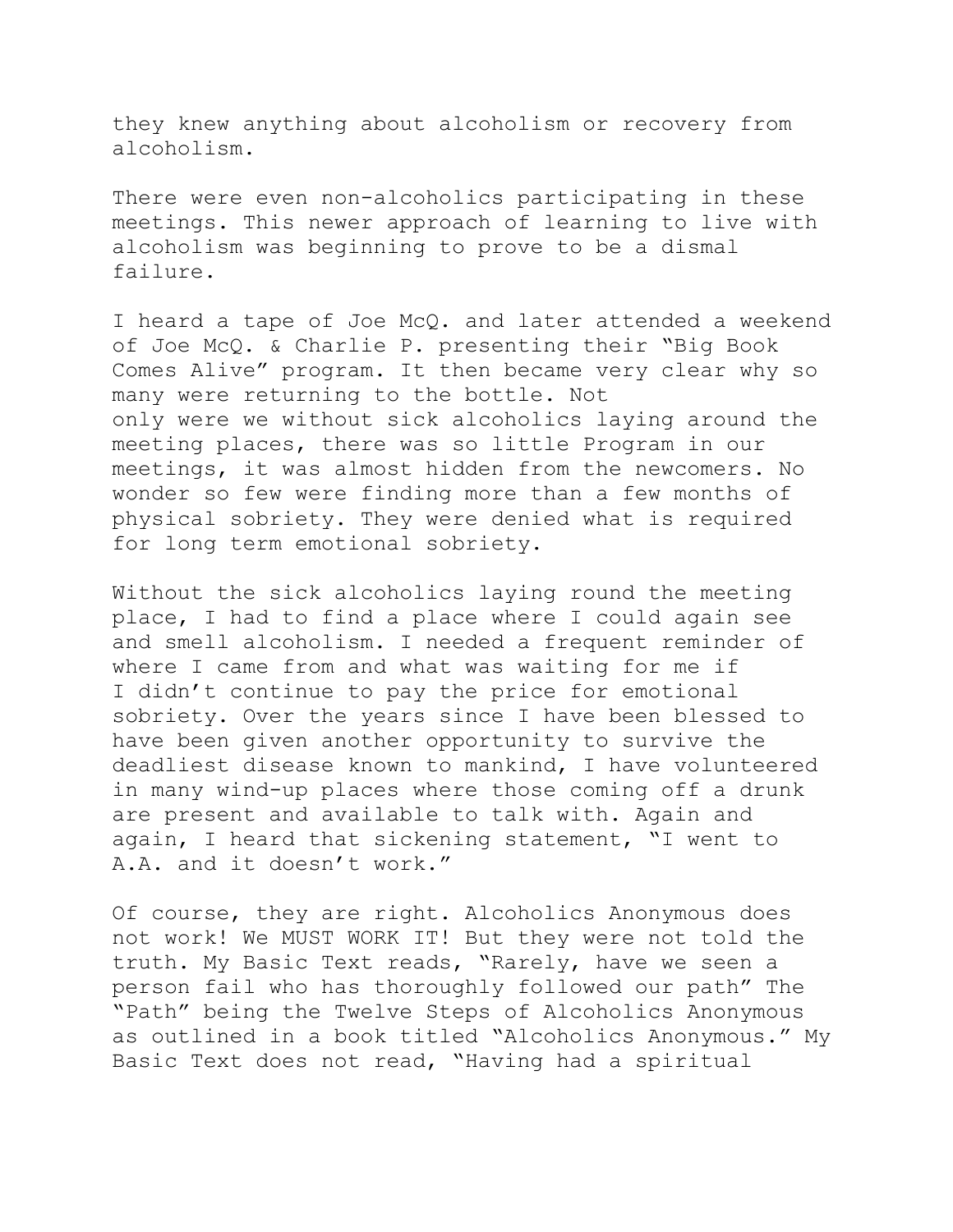they knew anything about alcoholism or recovery from alcoholism.

There were even non-alcoholics participating in these meetings. This newer approach of learning to live with alcoholism was beginning to prove to be a dismal failure.

I heard a tape of Joe McQ. and later attended a weekend of Joe McQ. & Charlie P. presenting their "Big Book Comes Alive" program. It then became very clear why so many were returning to the bottle. Not only were we without sick alcoholics laying around the meeting places, there was so little Program in our meetings, it was almost hidden from the newcomers. No wonder so few were finding more than a few months of physical sobriety. They were denied what is required for long term emotional sobriety.

Without the sick alcoholics laying round the meeting place, I had to find a place where I could again see and smell alcoholism. I needed a frequent reminder of where I came from and what was waiting for me if I didn't continue to pay the price for emotional sobriety. Over the years since I have been blessed to have been given another opportunity to survive the deadliest disease known to mankind, I have volunteered in many wind-up places where those coming off a drunk are present and available to talk with. Again and again, I heard that sickening statement, "I went to A.A. and it doesn't work."

Of course, they are right. Alcoholics Anonymous does not work! We MUST WORK IT! But they were not told the truth. My Basic Text reads, "Rarely, have we seen a person fail who has thoroughly followed our path" The "Path" being the Twelve Steps of Alcoholics Anonymous as outlined in a book titled "Alcoholics Anonymous." My Basic Text does not read, "Having had a spiritual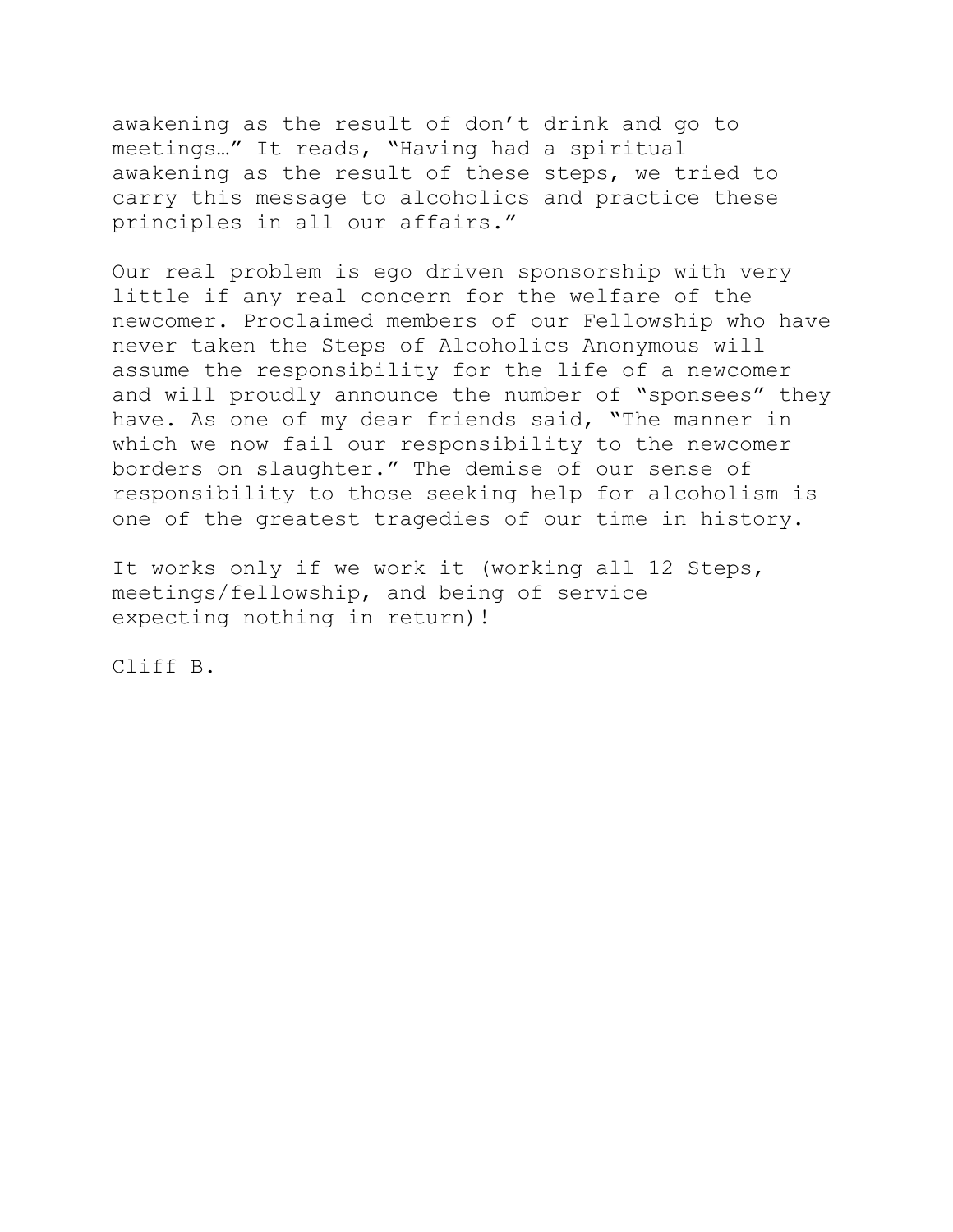awakening as the result of don't drink and go to meetings…" It reads, "Having had a spiritual awakening as the result of these steps, we tried to carry this message to alcoholics and practice these principles in all our affairs."

Our real problem is ego driven sponsorship with very little if any real concern for the welfare of the newcomer. Proclaimed members of our Fellowship who have never taken the Steps of Alcoholics Anonymous will assume the responsibility for the life of a newcomer and will proudly announce the number of "sponsees" they have. As one of my dear friends said, "The manner in which we now fail our responsibility to the newcomer borders on slaughter." The demise of our sense of responsibility to those seeking help for alcoholism is one of the greatest tragedies of our time in history.

It works only if we work it (working all 12 Steps, meetings/fellowship, and being of service expecting nothing in return)!

Cliff B.